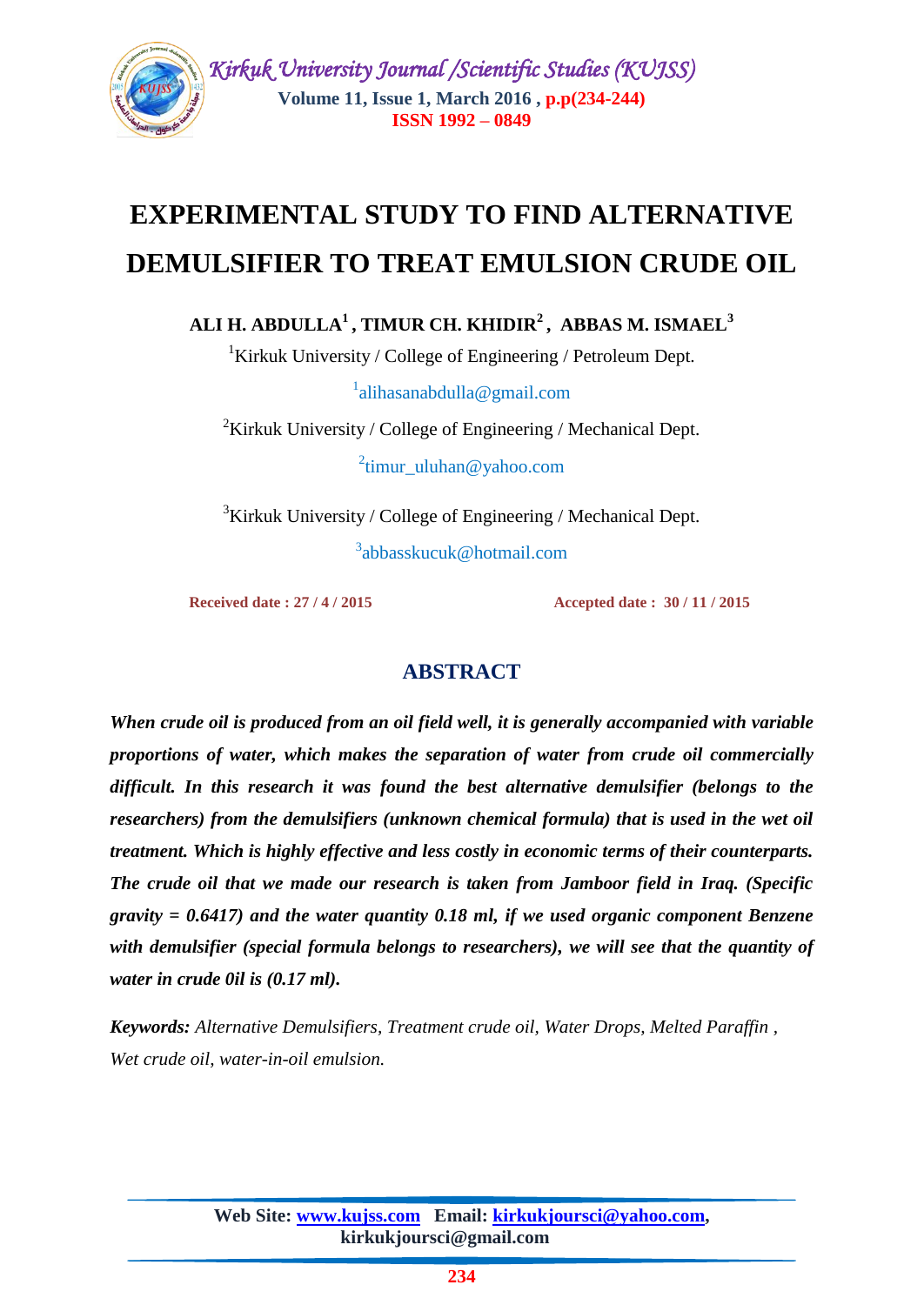# EXPERIMENTAL STUDY TO FIND ALTERNATIVE DEMULSIFIER TO TREAT EMULSION CRUDE OIL

**ALI H. ABDULLA[1] , TIMUR CH. KHIDIR[2] , ABBAS M. ISMAEL[3]**

[1]Kirkuk University / College of Engineering / Petroleum Dept.

[1]alihasanabdulla@gmail.com

[2]Kirkuk University / College of Engineering / Mechanical Dept.

[2]timur_uluhan@yahoo.com

[3]Kirkuk University / College of Engineering / Mechanical Dept.

[3]abbasskucuk@hotmail.com

**Received date : 27 / 4 / 2015** **Accepted date : 30 / 11 / 2015**

## ABSTRACT

***When crude oil is produced from an oil field well, it is generally accompanied with variable proportions of water, which makes the separation of water from crude oil commercially difficult. In this research it was found the best alternative demulsifier (belongs to the researchers) from the demulsifiers (unknown chemical formula) that is used in the wet oil treatment. Which is highly effective and less costly in economic terms of their counterparts. The crude oil that we made our research is taken from Jamboor field in Iraq. (Specific gravity = 0.6417) and the water quantity 0.18 ml, if we used organic component Benzene with demulsifier (special formula belongs to researchers), we will see that the quantity of water in crude 0il is (0.17 ml).***

***Keywords:*** *Alternative Demulsifiers, Treatment crude oil, Water Drops, Melted Paraffin , Wet crude oil, water-in-oil emulsion.*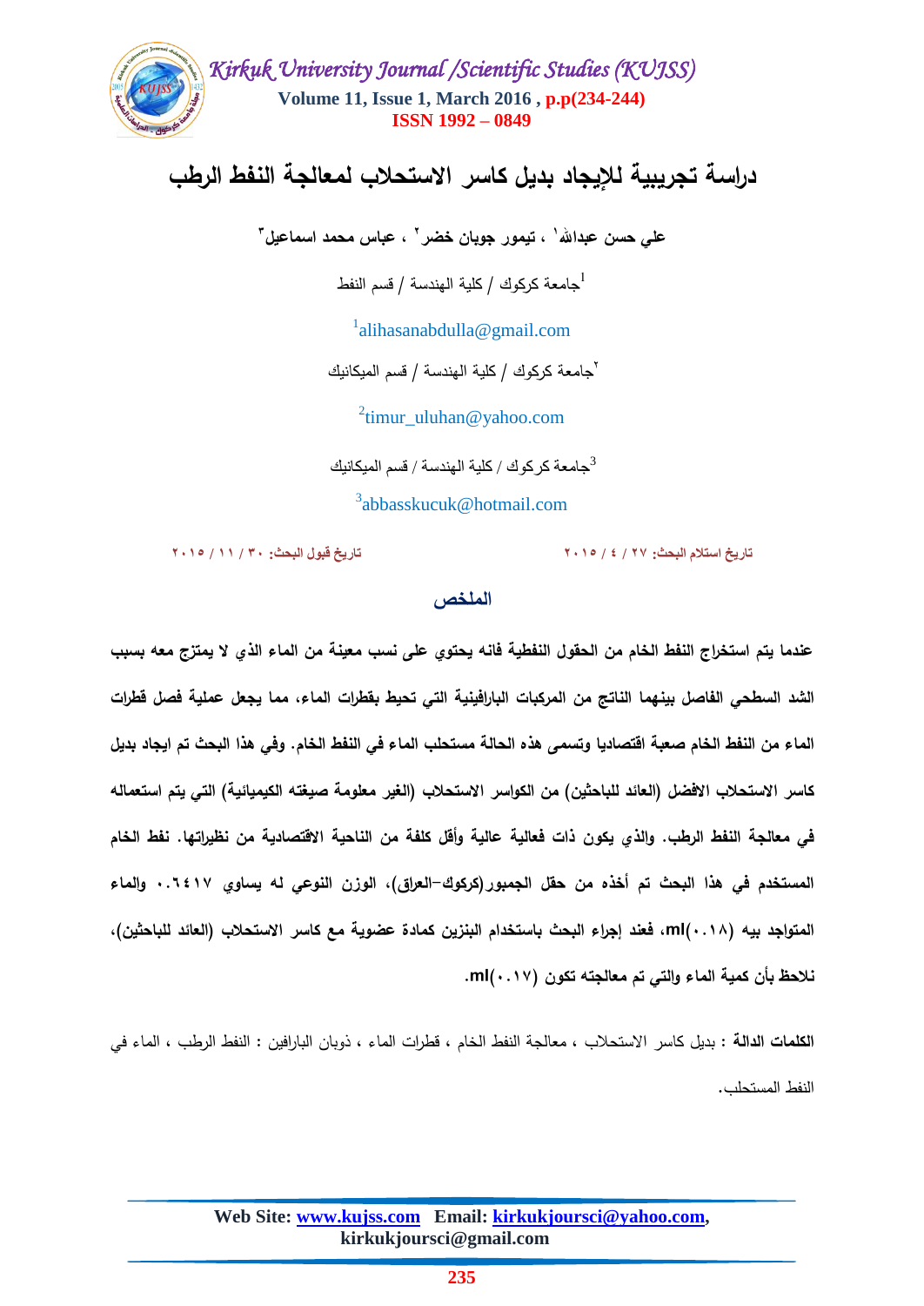# دراسة تجريبية للإيجاد بديل كاسر الاستحلاب لمعالجة النفط الرطب

**علي حسن عبدالله[1] ، تيمور جوبان خضر[2] ، عباس محمد اسماعيل[3]**

[1]جامعة كركوك / كلية الهندسة / قسم النفط

[1]alihasanabdulla@gmail.com

[2]جامعة كركوك / كلية الهندسة / قسم الميكانيك

[2]timur_uluhan@yahoo.com

[3]جامعة كركوك / كلية الهندسة / قسم الميكانيك

[3]abbasskucuk@hotmail.com

**تاريخ استلام البحث: ٢٧ / ٤ / ٢٠١٥** **تاريخ قبول البحث: ٣٠ / ١١ / ٢٠١٥**

## الملخص

**عندما يتم استخراج النفط الخام من الحقول النفطية فانه يحتوي على نسب معينة من الماء الذي لا يمتزج معه بسبب الشد السطحي الفاصل بينهما الناتج من المركبات البارافينية التي تحيط بقطرات الماء، مما يجعل عملية فصل قطرات الماء من النفط الخام صعبة اقتصاديا وتسمى هذه الحالة مستحلب الماء في النفط الخام. وفي هذا البحث تم ايجاد بديل كاسر الاستحلاب الافضل (العائد للباحثين) من الكواسر الاستحلاب (الغير معلومة صيغته الكيميائية) التي يتم استعماله في معالجة النفط الرطب. والذي يكون ذات فعالية عالية وأقل كلفة من الناحية الاقتصادية من نظيراتها. نفط الخام المستخدم في هذا البحث تم أخذه من حقل الجمبور(كركوك–العراق)، الوزن النوعي له يساوي ٠.٦٤١٧ والماء المتواجد بيه (٠.١٨)ml، فعند إجراء البحث باستخدام البنزين كمادة عضوية مع كاسر الاستحلاب (العائد للباحثين)، نلاحظ بأن كمية الماء والتي تم معالجته تكون (٠.١٧)ml.**

**الكلمات الدالة** : بديل كاسر الاستحلاب ، معالجة النفط الخام ، قطرات الماء ، ذوبان البارافين : النفط الرطب ، الماء في النفط المستحلب.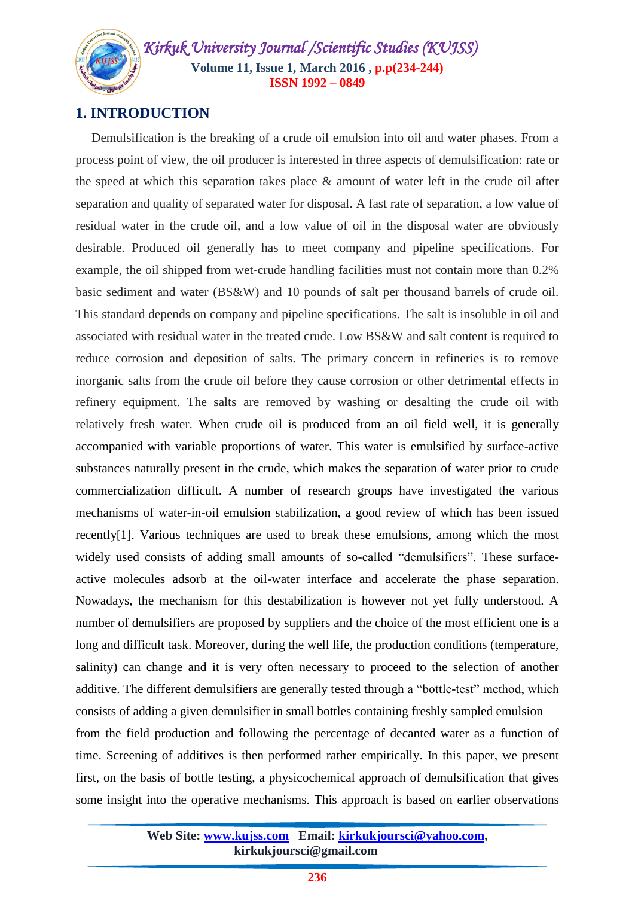## 1. INTRODUCTION

Demulsification is the breaking of a crude oil emulsion into oil and water phases. From a process point of view, the oil producer is interested in three aspects of demulsification: rate or the speed at which this separation takes place & amount of water left in the crude oil after separation and quality of separated water for disposal. A fast rate of separation, a low value of residual water in the crude oil, and a low value of oil in the disposal water are obviously desirable. Produced oil generally has to meet company and pipeline specifications. For example, the oil shipped from wet-crude handling facilities must not contain more than 0.2% basic sediment and water (BS&W) and 10 pounds of salt per thousand barrels of crude oil. This standard depends on company and pipeline specifications. The salt is insoluble in oil and associated with residual water in the treated crude. Low BS&W and salt content is required to reduce corrosion and deposition of salts. The primary concern in refineries is to remove inorganic salts from the crude oil before they cause corrosion or other detrimental effects in refinery equipment. The salts are removed by washing or desalting the crude oil with relatively fresh water. When crude oil is produced from an oil field well, it is generally accompanied with variable proportions of water. This water is emulsified by surface-active substances naturally present in the crude, which makes the separation of water prior to crude commercialization difficult. A number of research groups have investigated the various mechanisms of water-in-oil emulsion stabilization, a good review of which has been issued recently[1]. Various techniques are used to break these emulsions, among which the most widely used consists of adding small amounts of so-called "demulsifiers". These surface-active molecules adsorb at the oil-water interface and accelerate the phase separation. Nowadays, the mechanism for this destabilization is however not yet fully understood. A number of demulsifiers are proposed by suppliers and the choice of the most efficient one is a long and difficult task. Moreover, during the well life, the production conditions (temperature, salinity) can change and it is very often necessary to proceed to the selection of another additive. The different demulsifiers are generally tested through a "bottle-test" method, which consists of adding a given demulsifier in small bottles containing freshly sampled emulsion from the field production and following the percentage of decanted water as a function of time. Screening of additives is then performed rather empirically. In this paper, we present first, on the basis of bottle testing, a physicochemical approach of demulsification that gives some insight into the operative mechanisms. This approach is based on earlier observations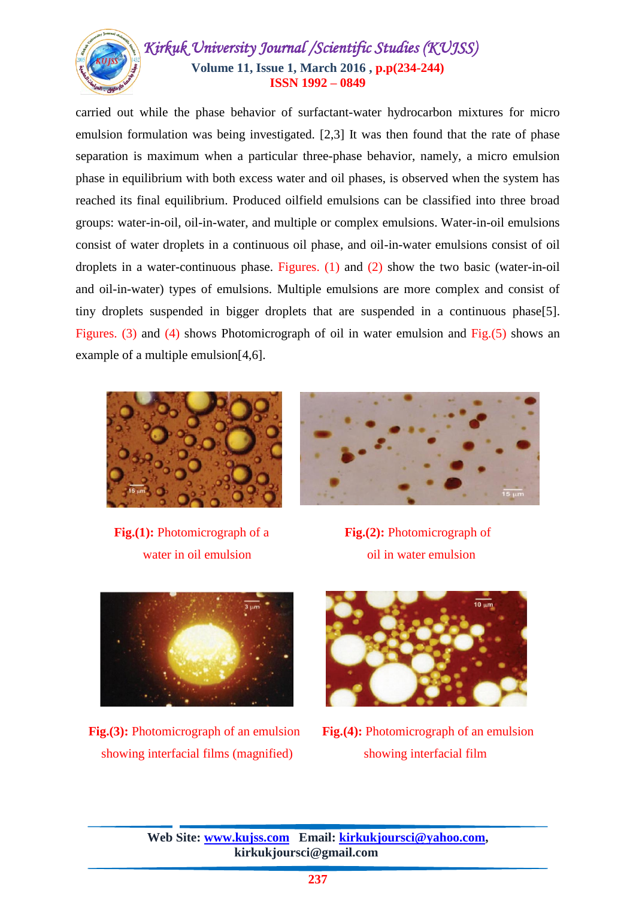carried out while the phase behavior of surfactant-water hydrocarbon mixtures for micro emulsion formulation was being investigated. [2,3] It was then found that the rate of phase separation is maximum when a particular three-phase behavior, namely, a micro emulsion phase in equilibrium with both excess water and oil phases, is observed when the system has reached its final equilibrium. Produced oilfield emulsions can be classified into three broad groups: water-in-oil, oil-in-water, and multiple or complex emulsions. Water-in-oil emulsions consist of water droplets in a continuous oil phase, and oil-in-water emulsions consist of oil droplets in a water-continuous phase. Figures. (1) and (2) show the two basic (water-in-oil and oil-in-water) types of emulsions. Multiple emulsions are more complex and consist of tiny droplets suspended in bigger droplets that are suspended in a continuous phase[5]. Figures. (3) and (4) shows Photomicrograph of oil in water emulsion and Fig.(5) shows an example of a multiple emulsion[4,6].

**Fig.(1):** Photomicrograph of a water in oil emulsion

**Fig.(2):** Photomicrograph of oil in water emulsion

**Fig.(3):** Photomicrograph of an emulsion showing interfacial films (magnified)

**Fig.(4):** Photomicrograph of an emulsion showing interfacial film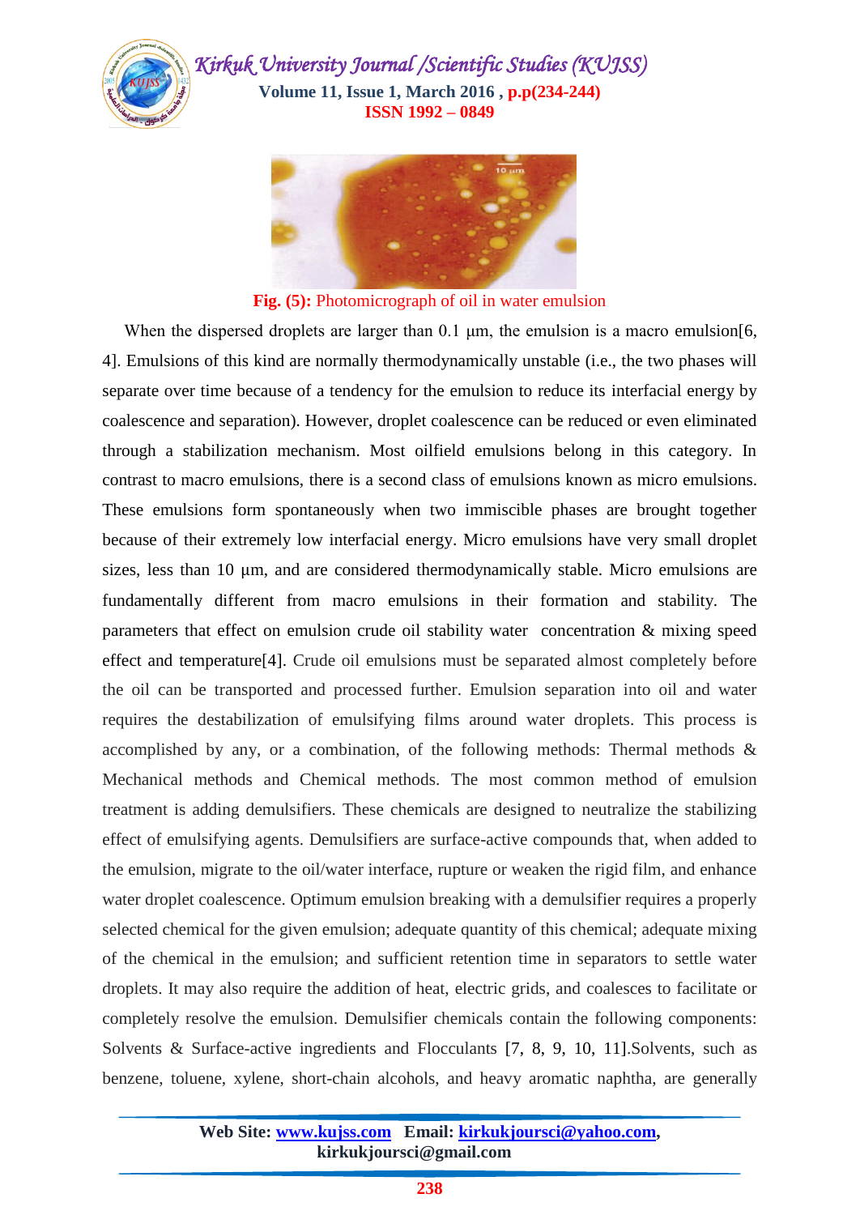**Fig. (5):** Photomicrograph of oil in water emulsion

When the dispersed droplets are larger than 0.1 μm, the emulsion is a macro emulsion[6, 4]. Emulsions of this kind are normally thermodynamically unstable (i.e., the two phases will separate over time because of a tendency for the emulsion to reduce its interfacial energy by coalescence and separation). However, droplet coalescence can be reduced or even eliminated through a stabilization mechanism. Most oilfield emulsions belong in this category. In contrast to macro emulsions, there is a second class of emulsions known as micro emulsions. These emulsions form spontaneously when two immiscible phases are brought together because of their extremely low interfacial energy. Micro emulsions have very small droplet sizes, less than 10 μm, and are considered thermodynamically stable. Micro emulsions are fundamentally different from macro emulsions in their formation and stability. The parameters that effect on emulsion crude oil stability water concentration & mixing speed effect and temperature[4]. Crude oil emulsions must be separated almost completely before the oil can be transported and processed further. Emulsion separation into oil and water requires the destabilization of emulsifying films around water droplets. This process is accomplished by any, or a combination, of the following methods: Thermal methods & Mechanical methods and Chemical methods. The most common method of emulsion treatment is adding demulsifiers. These chemicals are designed to neutralize the stabilizing effect of emulsifying agents. Demulsifiers are surface-active compounds that, when added to the emulsion, migrate to the oil/water interface, rupture or weaken the rigid film, and enhance water droplet coalescence. Optimum emulsion breaking with a demulsifier requires a properly selected chemical for the given emulsion; adequate quantity of this chemical; adequate mixing of the chemical in the emulsion; and sufficient retention time in separators to settle water droplets. It may also require the addition of heat, electric grids, and coalesces to facilitate or completely resolve the emulsion. Demulsifier chemicals contain the following components: Solvents & Surface-active ingredients and Flocculants [7, 8, 9, 10, 11].Solvents, such as benzene, toluene, xylene, short-chain alcohols, and heavy aromatic naphtha, are generally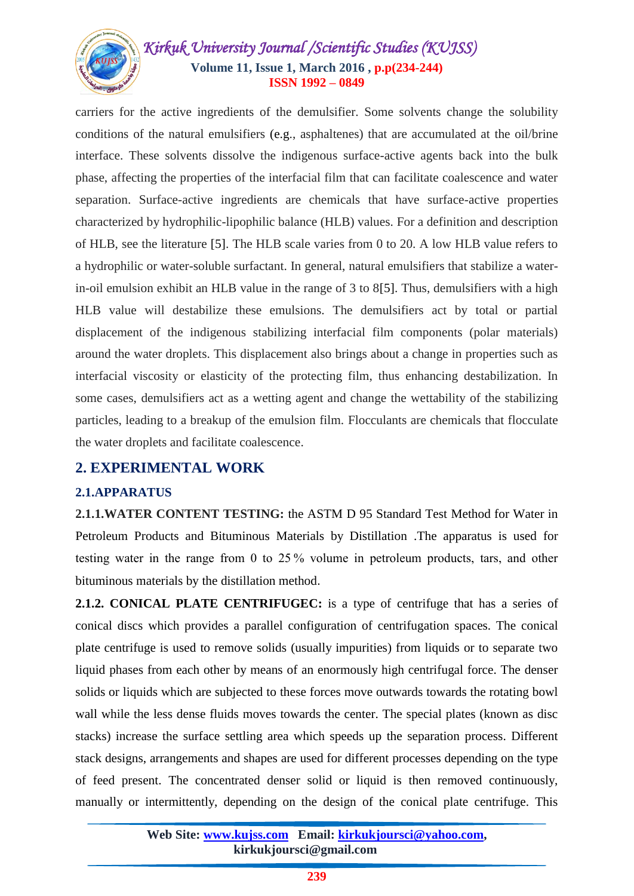carriers for the active ingredients of the demulsifier. Some solvents change the solubility conditions of the natural emulsifiers (e.g., asphaltenes) that are accumulated at the oil/brine interface. These solvents dissolve the indigenous surface-active agents back into the bulk phase, affecting the properties of the interfacial film that can facilitate coalescence and water separation. Surface-active ingredients are chemicals that have surface-active properties characterized by hydrophilic-lipophilic balance (HLB) values. For a definition and description of HLB, see the literature [5]. The HLB scale varies from 0 to 20. A low HLB value refers to a hydrophilic or water-soluble surfactant. In general, natural emulsifiers that stabilize a water-in-oil emulsion exhibit an HLB value in the range of 3 to 8[5]. Thus, demulsifiers with a high HLB value will destabilize these emulsions. The demulsifiers act by total or partial displacement of the indigenous stabilizing interfacial film components (polar materials) around the water droplets. This displacement also brings about a change in properties such as interfacial viscosity or elasticity of the protecting film, thus enhancing destabilization. In some cases, demulsifiers act as a wetting agent and change the wettability of the stabilizing particles, leading to a breakup of the emulsion film. Flocculants are chemicals that flocculate the water droplets and facilitate coalescence.

## 2. EXPERIMENTAL WORK

### 2.1.APPARATUS

**2.1.1.WATER CONTENT TESTING:** the ASTM D 95 Standard Test Method for Water in Petroleum Products and Bituminous Materials by Distillation .The apparatus is used for testing water in the range from 0 to 25 % volume in petroleum products, tars, and other bituminous materials by the distillation method.

**2.1.2. CONICAL PLATE CENTRIFUGEC:** is a type of centrifuge that has a series of conical discs which provides a parallel configuration of centrifugation spaces. The conical plate centrifuge is used to remove solids (usually impurities) from liquids or to separate two liquid phases from each other by means of an enormously high centrifugal force. The denser solids or liquids which are subjected to these forces move outwards towards the rotating bowl wall while the less dense fluids moves towards the center. The special plates (known as disc stacks) increase the surface settling area which speeds up the separation process. Different stack designs, arrangements and shapes are used for different processes depending on the type of feed present. The concentrated denser solid or liquid is then removed continuously, manually or intermittently, depending on the design of the conical plate centrifuge. This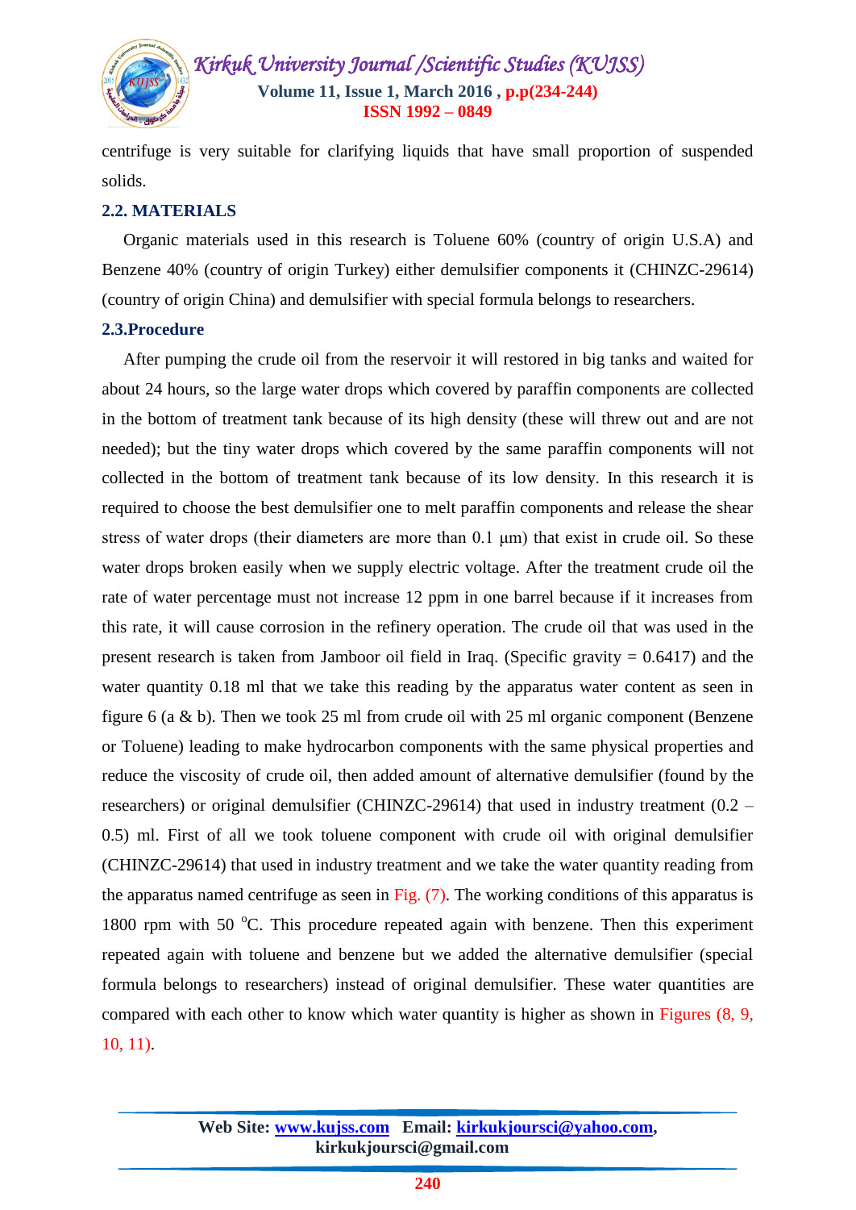centrifuge is very suitable for clarifying liquids that have small proportion of suspended solids.

### 2.2. MATERIALS

Organic materials used in this research is Toluene 60% (country of origin U.S.A) and Benzene 40% (country of origin Turkey) either demulsifier components it (CHINZC-29614) (country of origin China) and demulsifier with special formula belongs to researchers.

### 2.3.Procedure

After pumping the crude oil from the reservoir it will restored in big tanks and waited for about 24 hours, so the large water drops which covered by paraffin components are collected in the bottom of treatment tank because of its high density (these will threw out and are not needed); but the tiny water drops which covered by the same paraffin components will not collected in the bottom of treatment tank because of its low density. In this research it is required to choose the best demulsifier one to melt paraffin components and release the shear stress of water drops (their diameters are more than 0.1 μm) that exist in crude oil. So these water drops broken easily when we supply electric voltage. After the treatment crude oil the rate of water percentage must not increase 12 ppm in one barrel because if it increases from this rate, it will cause corrosion in the refinery operation. The crude oil that was used in the present research is taken from Jamboor oil field in Iraq. (Specific gravity = 0.6417) and the water quantity 0.18 ml that we take this reading by the apparatus water content as seen in figure 6 (a & b). Then we took 25 ml from crude oil with 25 ml organic component (Benzene or Toluene) leading to make hydrocarbon components with the same physical properties and reduce the viscosity of crude oil, then added amount of alternative demulsifier (found by the researchers) or original demulsifier (CHINZC-29614) that used in industry treatment (0.2 – 0.5) ml. First of all we took toluene component with crude oil with original demulsifier (CHINZC-29614) that used in industry treatment and we take the water quantity reading from the apparatus named centrifuge as seen in Fig. (7). The working conditions of this apparatus is 1800 rpm with 50 $^{o}$C. This procedure repeated again with benzene. Then this experiment repeated again with toluene and benzene but we added the alternative demulsifier (special formula belongs to researchers) instead of original demulsifier. These water quantities are compared with each other to know which water quantity is higher as shown in Figures (8, 9, 10, 11).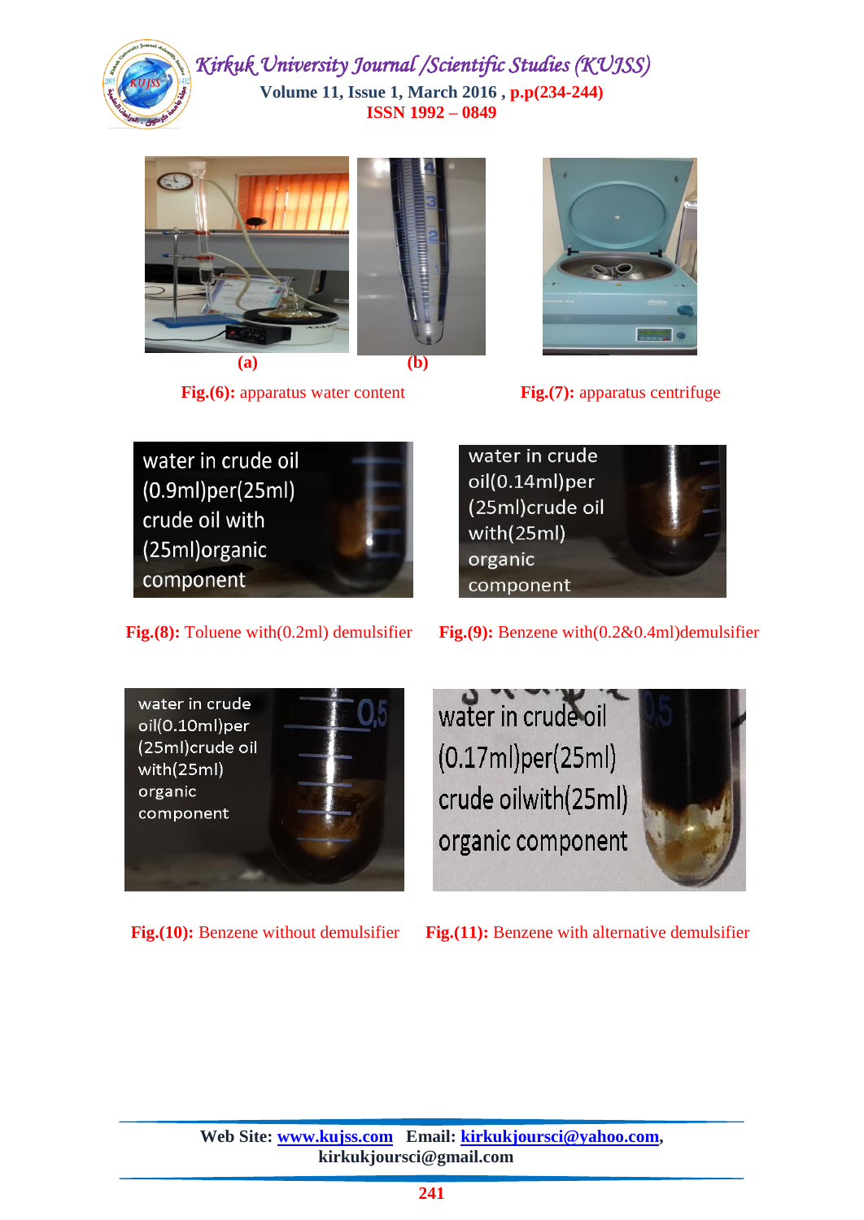(a) (b)

**Fig.(6):** apparatus water content

**Fig.(7):** apparatus centrifuge

water in crude oil (0.9ml)per(25ml) crude oil with (25ml)organic component

**Fig.(8):** Toluene with(0.2ml) demulsifier

water in crude oil(0.14ml)per (25ml)crude oil with(25ml) organic component

**Fig.(9):** Benzene with(0.2&0.4ml)demulsifier

water in crude oil(0.10ml)per (25ml)crude oil with(25ml) organic component

**Fig.(10):** Benzene without demulsifier

water in crude oil (0.17ml)per(25ml) crude oilwith(25ml) organic component

**Fig.(11):** Benzene with alternative demulsifier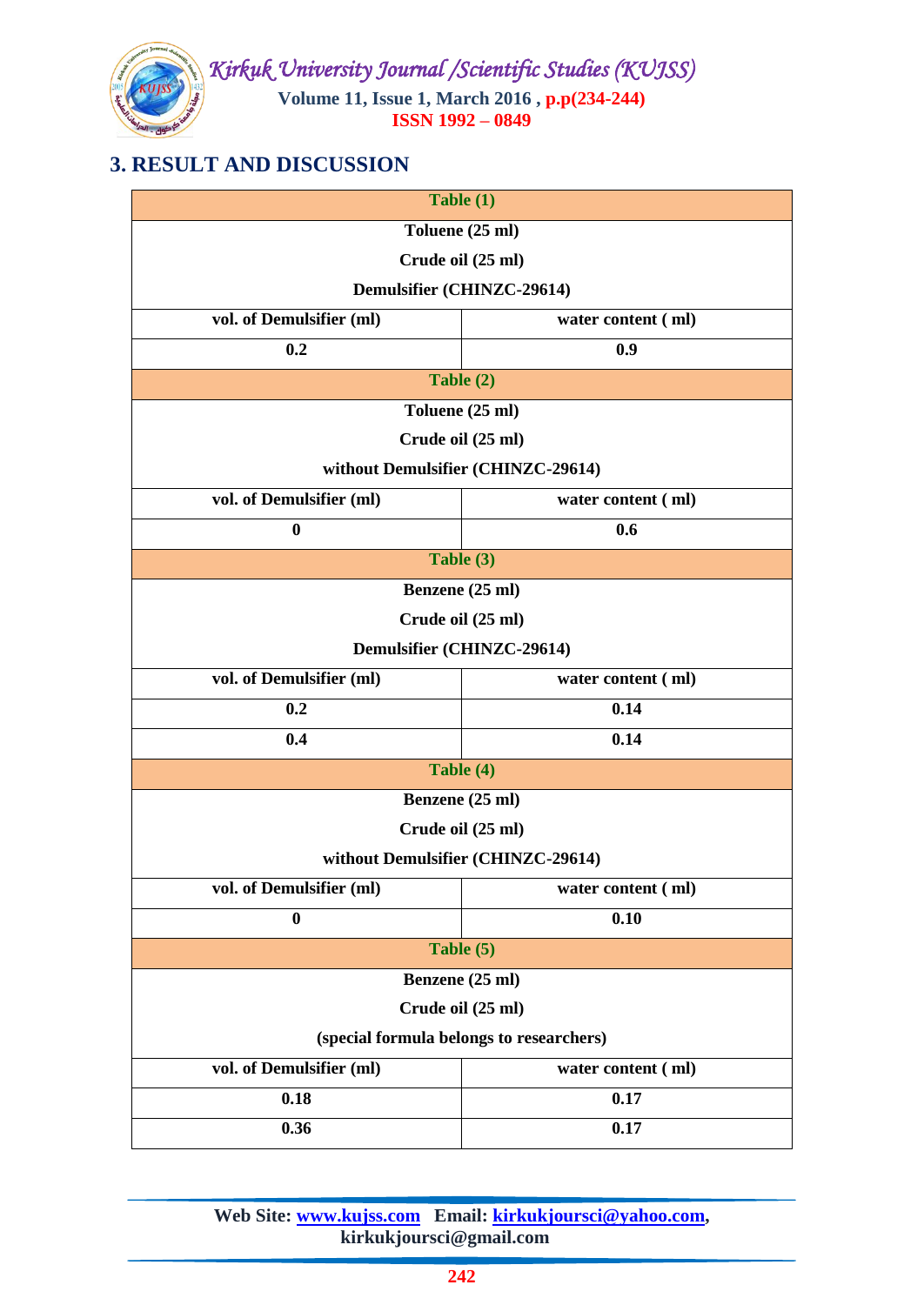## 3. RESULT AND DISCUSSION

| Table (1) | |
|---|---|
| Toluene (25 ml)<br>Crude oil (25 ml)<br>Demulsifier (CHINZC-29614) | |
| vol. of Demulsifier (ml) | water content ( ml) |
| 0.2 | 0.9 |

| Table (2) | |
|---|---|
| Toluene (25 ml)<br>Crude oil (25 ml)<br>without Demulsifier (CHINZC-29614) | |
| vol. of Demulsifier (ml) | water content ( ml) |
| 0 | 0.6 |

| Table (3) | |
|---|---|
| Benzene (25 ml)<br>Crude oil (25 ml)<br>Demulsifier (CHINZC-29614) | |
| vol. of Demulsifier (ml) | water content ( ml) |
| 0.2 | 0.14 |
| 0.4 | 0.14 |

| Table (4) | |
|---|---|
| Benzene (25 ml)<br>Crude oil (25 ml)<br>without Demulsifier (CHINZC-29614) | |
| vol. of Demulsifier (ml) | water content ( ml) |
| 0 | 0.10 |

| Table (5) | |
|---|---|
| Benzene (25 ml)<br>Crude oil (25 ml)<br>(special formula belongs to researchers) | |
| vol. of Demulsifier (ml) | water content ( ml) |
| 0.18 | 0.17 |
| 0.36 | 0.17 |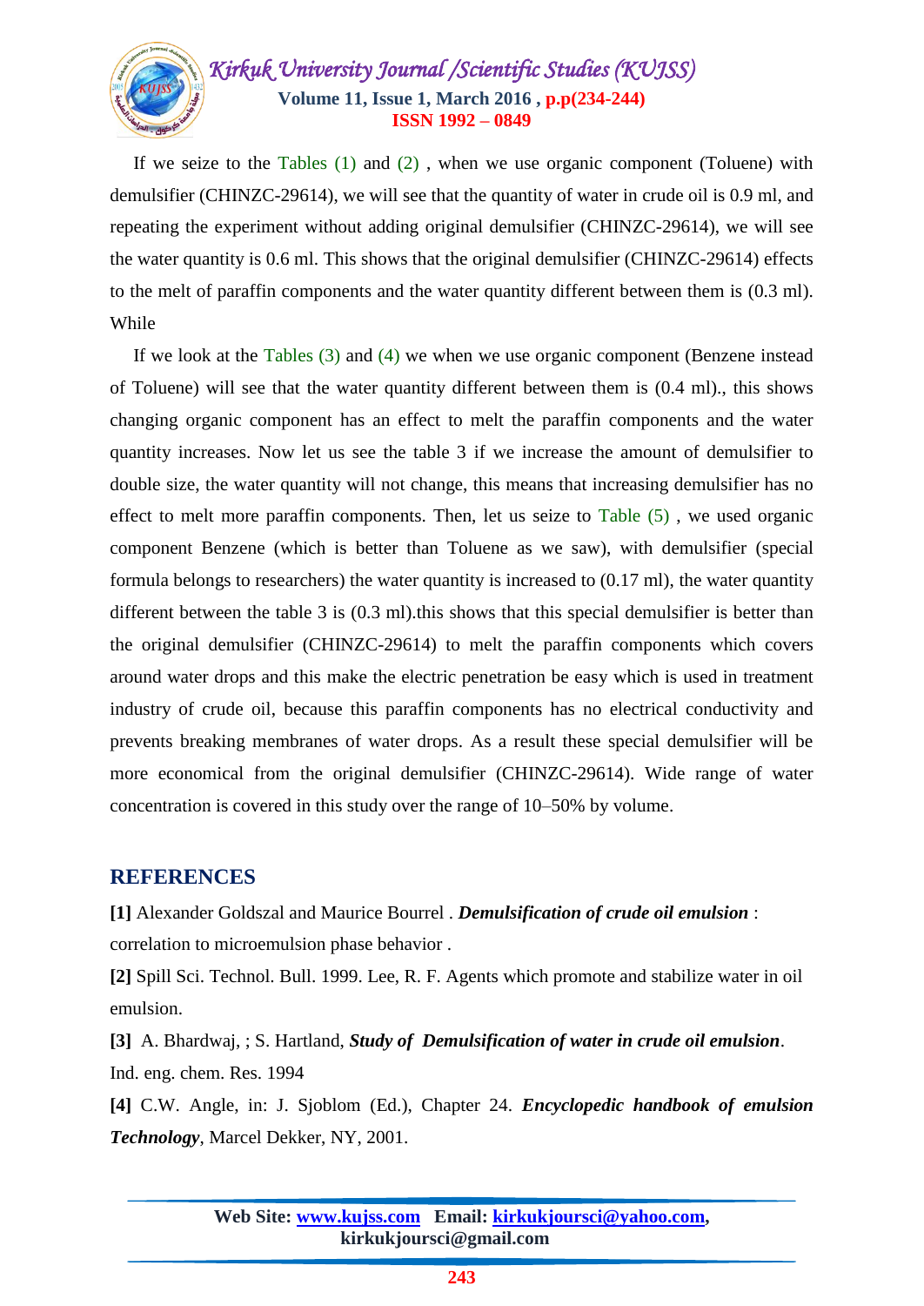If we seize to the Tables (1) and (2) , when we use organic component (Toluene) with demulsifier (CHINZC-29614), we will see that the quantity of water in crude oil is 0.9 ml, and repeating the experiment without adding original demulsifier (CHINZC-29614), we will see the water quantity is 0.6 ml. This shows that the original demulsifier (CHINZC-29614) effects to the melt of paraffin components and the water quantity different between them is (0.3 ml). While

If we look at the Tables (3) and (4) we when we use organic component (Benzene instead of Toluene) will see that the water quantity different between them is (0.4 ml)., this shows changing organic component has an effect to melt the paraffin components and the water quantity increases. Now let us see the table 3 if we increase the amount of demulsifier to double size, the water quantity will not change, this means that increasing demulsifier has no effect to melt more paraffin components. Then, let us seize to Table (5) , we used organic component Benzene (which is better than Toluene as we saw), with demulsifier (special formula belongs to researchers) the water quantity is increased to (0.17 ml), the water quantity different between the table 3 is (0.3 ml).this shows that this special demulsifier is better than the original demulsifier (CHINZC-29614) to melt the paraffin components which covers around water drops and this make the electric penetration be easy which is used in treatment industry of crude oil, because this paraffin components has no electrical conductivity and prevents breaking membranes of water drops. As a result these special demulsifier will be more economical from the original demulsifier (CHINZC-29614). Wide range of water concentration is covered in this study over the range of 10–50% by volume.

## REFERENCES

**[1]** Alexander Goldszal and Maurice Bourrel . ***Demulsification of crude oil emulsion*** : correlation to microemulsion phase behavior .

**[2]** Spill Sci. Technol. Bull. 1999. Lee, R. F. Agents which promote and stabilize water in oil emulsion.

**[3]** A. Bhardwaj, ; S. Hartland, ***Study of Demulsification of water in crude oil emulsion***. Ind. eng. chem. Res. 1994

**[4]** C.W. Angle, in: J. Sjoblom (Ed.), Chapter 24. ***Encyclopedic handbook of emulsion Technology***, Marcel Dekker, NY, 2001.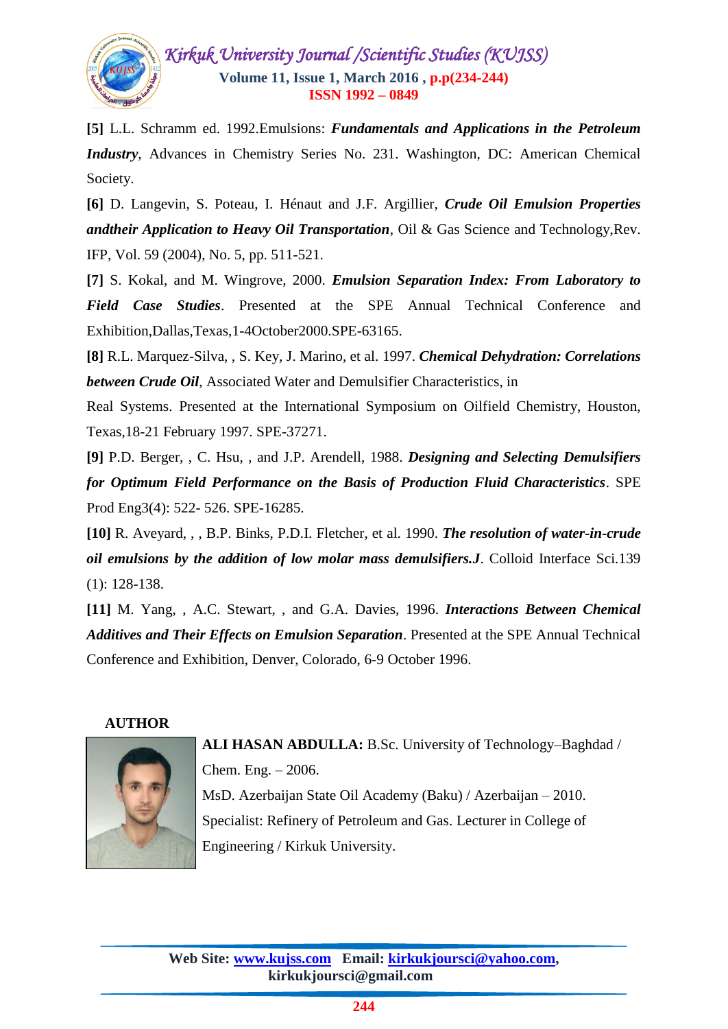**[5]** L.L. Schramm ed. 1992.Emulsions: ***Fundamentals and Applications in the Petroleum Industry***, Advances in Chemistry Series No. 231. Washington, DC: American Chemical Society.

**[6]** D. Langevin, S. Poteau, I. Hénaut and J.F. Argillier, ***Crude Oil Emulsion Properties andtheir Application to Heavy Oil Transportation***, Oil & Gas Science and Technology,Rev. IFP, Vol. 59 (2004), No. 5, pp. 511-521.

**[7]** S. Kokal, and M. Wingrove, 2000. ***Emulsion Separation Index: From Laboratory to Field Case Studies***. Presented at the SPE Annual Technical Conference and Exhibition,Dallas,Texas,1-4October2000.SPE-63165.

**[8]** R.L. Marquez-Silva, , S. Key, J. Marino, et al. 1997. ***Chemical Dehydration: Correlations between Crude Oil***, Associated Water and Demulsifier Characteristics, in

Real Systems. Presented at the International Symposium on Oilfield Chemistry, Houston, Texas,18-21 February 1997. SPE-37271.

**[9]** P.D. Berger, , C. Hsu, , and J.P. Arendell, 1988. ***Designing and Selecting Demulsifiers for Optimum Field Performance on the Basis of Production Fluid Characteristics***. SPE Prod Eng3(4): 522- 526. SPE-16285.

**[10]** R. Aveyard, , , B.P. Binks, P.D.I. Fletcher, et al. 1990. ***The resolution of water-in-crude oil emulsions by the addition of low molar mass demulsifiers.J***. Colloid Interface Sci.139 (1): 128-138.

**[11]** M. Yang, , A.C. Stewart, , and G.A. Davies, 1996. ***Interactions Between Chemical Additives and Their Effects on Emulsion Separation***. Presented at the SPE Annual Technical Conference and Exhibition, Denver, Colorado, 6-9 October 1996.

**AUTHOR**

**ALI HASAN ABDULLA:** B.Sc. University of Technology–Baghdad / Chem. Eng. – 2006.
MsD. Azerbaijan State Oil Academy (Baku) / Azerbaijan – 2010.
Specialist: Refinery of Petroleum and Gas. Lecturer in College of Engineering / Kirkuk University.